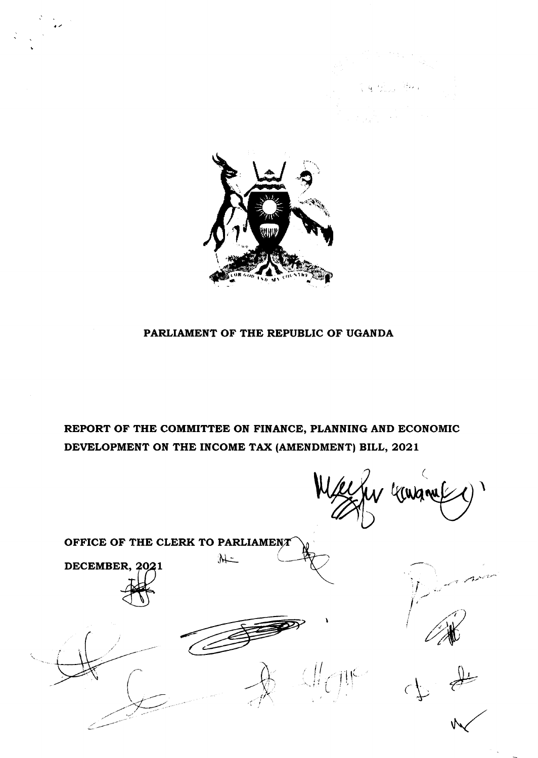**PARLIAMENT OF THE REPUBLIC OF UGANDA**

**REPORT OF THE COMMITTEE ON FINANCE, PLANNING AND ECONOMIC DEVELOPMENT ON THE INCOME TAX (AMENDMENT) BILL, 2021**

**OFFICE OF THE CLERK TO PARLIAMENT**

**DECEMBER, 2021**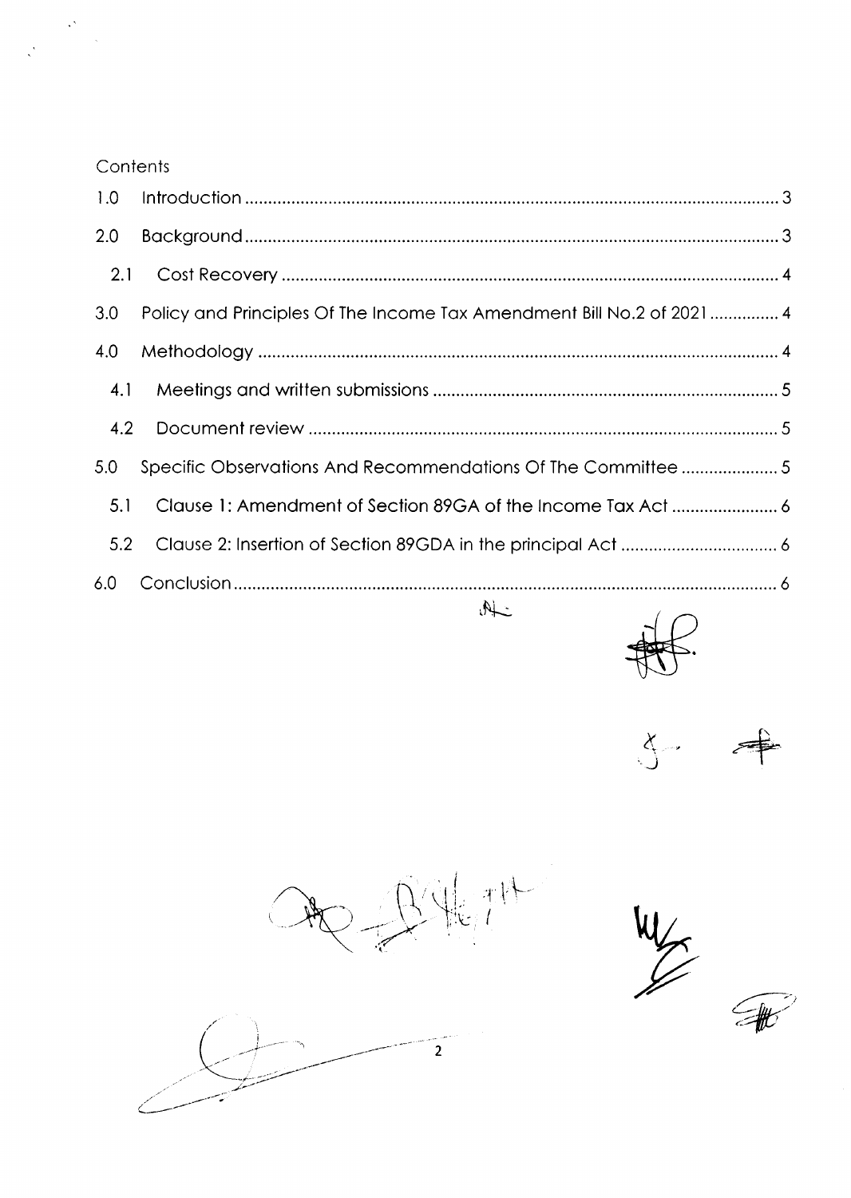Contents

1.0 Introduction ........................................................................................................ 3

2.0 Background ......................................................................................................... 3

2.1 Cost Recovery ................................................................................................... 4

3.0 Policy and Principles Of The Income Tax Amendment Bill No.2 of 2021 ............... 4

4.0 Methodology ....................................................................................................... 4

4.1 Meetings and written submissions ........................................................................ 5

4.2 Document review ................................................................................................. 5

5.0 Specific Observations And Recommendations Of The Committee ..................... 5

5.1 Clause 1: Amendment of Section 89GA of the Income Tax Act ........................ 6

5.2 Clause 2: Insertion of Section 89GDA in the principal Act .................................. 6

6.0 Conclusion ........................................................................................................... 6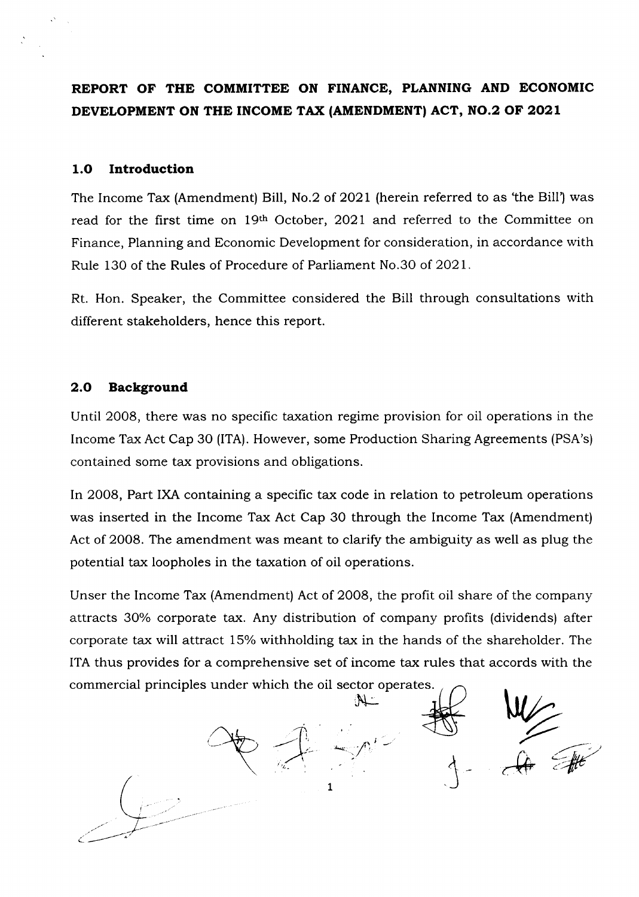**REPORT OF THE COMMITTEE ON FINANCE, PLANNING AND ECONOMIC DEVELOPMENT ON THE INCOME TAX (AMENDMENT) ACT, NO.2 OF 2021**

## 1.0 Introduction

The Income Tax (Amendment) Bill, No.2 of 2021 (herein referred to as 'the Bill') was read for the first time on 19th October, 2021 and referred to the Committee on Finance, Planning and Economic Development for consideration, in accordance with Rule 130 of the Rules of Procedure of Parliament No.30 of 2021.

Rt. Hon. Speaker, the Committee considered the Bill through consultations with different stakeholders, hence this report.

## 2.0 Background

Until 2008, there was no specific taxation regime provision for oil operations in the Income Tax Act Cap 30 (ITA). However, some Production Sharing Agreements (PSA's) contained some tax provisions and obligations.

In 2008, Part IXA containing a specific tax code in relation to petroleum operations was inserted in the Income Tax Act Cap 30 through the Income Tax (Amendment) Act of 2008. The amendment was meant to clarify the ambiguity as well as plug the potential tax loopholes in the taxation of oil operations.

Unser the Income Tax (Amendment) Act of 2008, the profit oil share of the company attracts 30% corporate tax. Any distribution of company profits (dividends) after corporate tax will attract 15% withholding tax in the hands of the shareholder. The ITA thus provides for a comprehensive set of income tax rules that accords with the commercial principles under which the oil sector operates.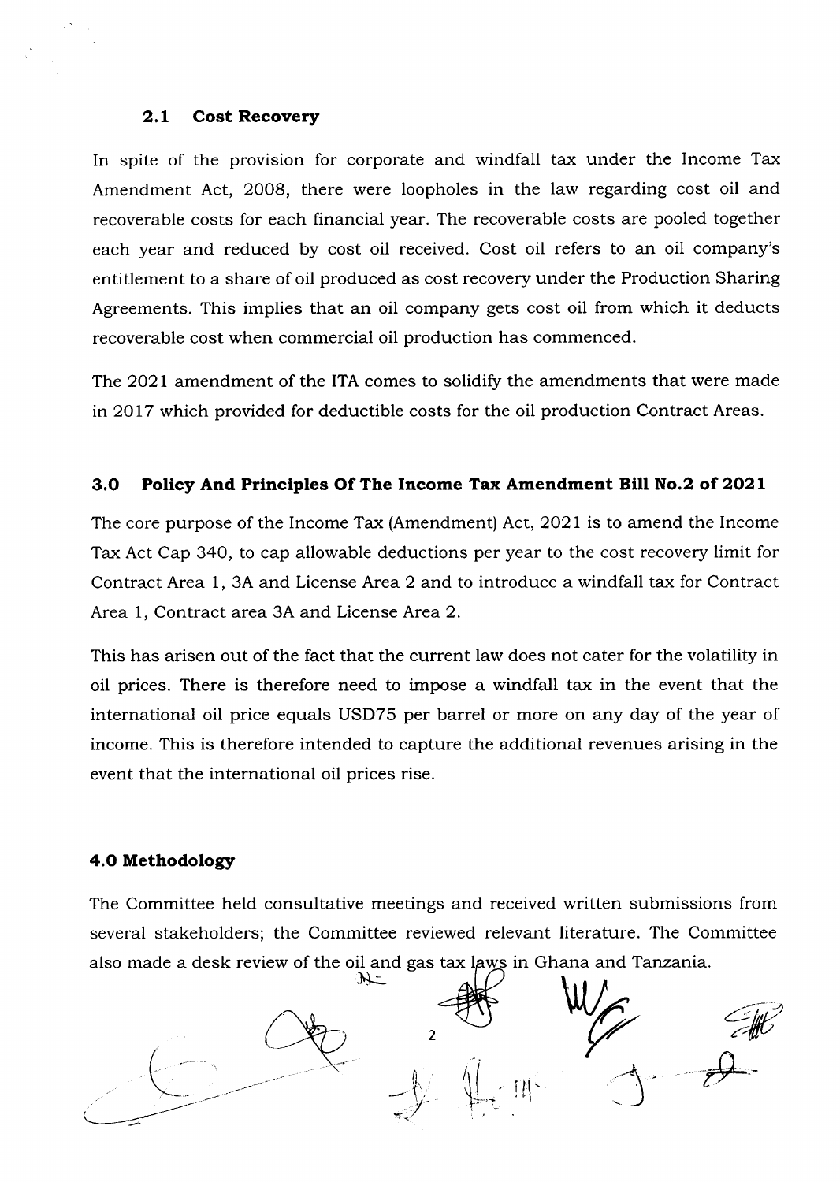### 2.1 Cost Recovery

In spite of the provision for corporate and windfall tax under the Income Tax Amendment Act, 2008, there were loopholes in the law regarding cost oil and recoverable costs for each financial year. The recoverable costs are pooled together each year and reduced by cost oil received. Cost oil refers to an oil company's entitlement to a share of oil produced as cost recovery under the Production Sharing Agreements. This implies that an oil company gets cost oil from which it deducts recoverable cost when commercial oil production has commenced.

The 2021 amendment of the ITA comes to solidify the amendments that were made in 2017 which provided for deductible costs for the oil production Contract Areas.

### 3.0 Policy And Principles Of The Income Tax Amendment Bill No.2 of 2021

The core purpose of the Income Tax (Amendment) Act, 2021 is to amend the Income Tax Act Cap 340, to cap allowable deductions per year to the cost recovery limit for Contract Area 1, 3A and License Area 2 and to introduce a windfall tax for Contract Area 1, Contract area 3A and License Area 2.

This has arisen out of the fact that the current law does not cater for the volatility in oil prices. There is therefore need to impose a windfall tax in the event that the international oil price equals USD75 per barrel or more on any day of the year of income. This is therefore intended to capture the additional revenues arising in the event that the international oil prices rise.

### 4.0 Methodology

The Committee held consultative meetings and received written submissions from several stakeholders; the Committee reviewed relevant literature. The Committee also made a desk review of the oil and gas tax laws in Ghana and Tanzania.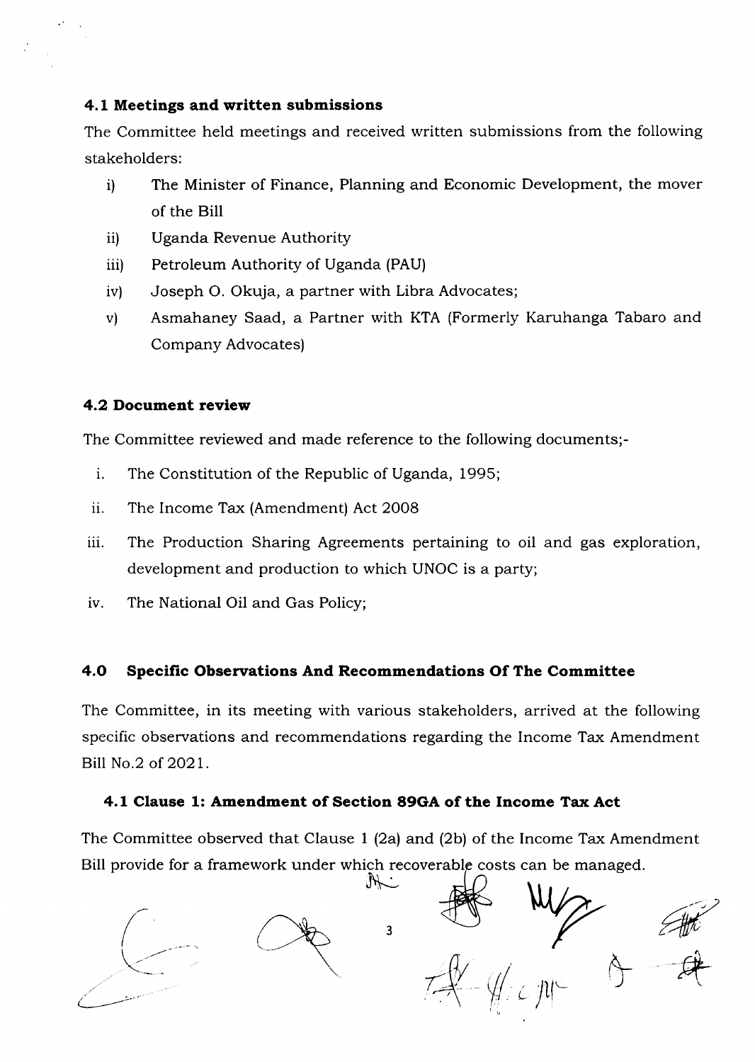### 4.1 Meetings and written submissions

The Committee held meetings and received written submissions from the following stakeholders:

i) The Minister of Finance, Planning and Economic Development, the mover of the Bill

ii) Uganda Revenue Authority

iii) Petroleum Authority of Uganda (PAU)

iv) Joseph O. Okuja, a partner with Libra Advocates;

v) Asmahaney Saad, a Partner with KTA (Formerly Karuhanga Tabaro and Company Advocates)

### 4.2 Document review

The Committee reviewed and made reference to the following documents;-

i. The Constitution of the Republic of Uganda, 1995;

ii. The Income Tax (Amendment) Act 2008

iii. The Production Sharing Agreements pertaining to oil and gas exploration, development and production to which UNOC is a party;

iv. The National Oil and Gas Policy;

## 4.0 Specific Observations And Recommendations Of The Committee

The Committee, in its meeting with various stakeholders, arrived at the following specific observations and recommendations regarding the Income Tax Amendment Bill No.2 of 2021.

### 4.1 Clause 1: Amendment of Section 89GA of the Income Tax Act

The Committee observed that Clause 1 (2a) and (2b) of the Income Tax Amendment Bill provide for a framework under which recoverable costs can be managed.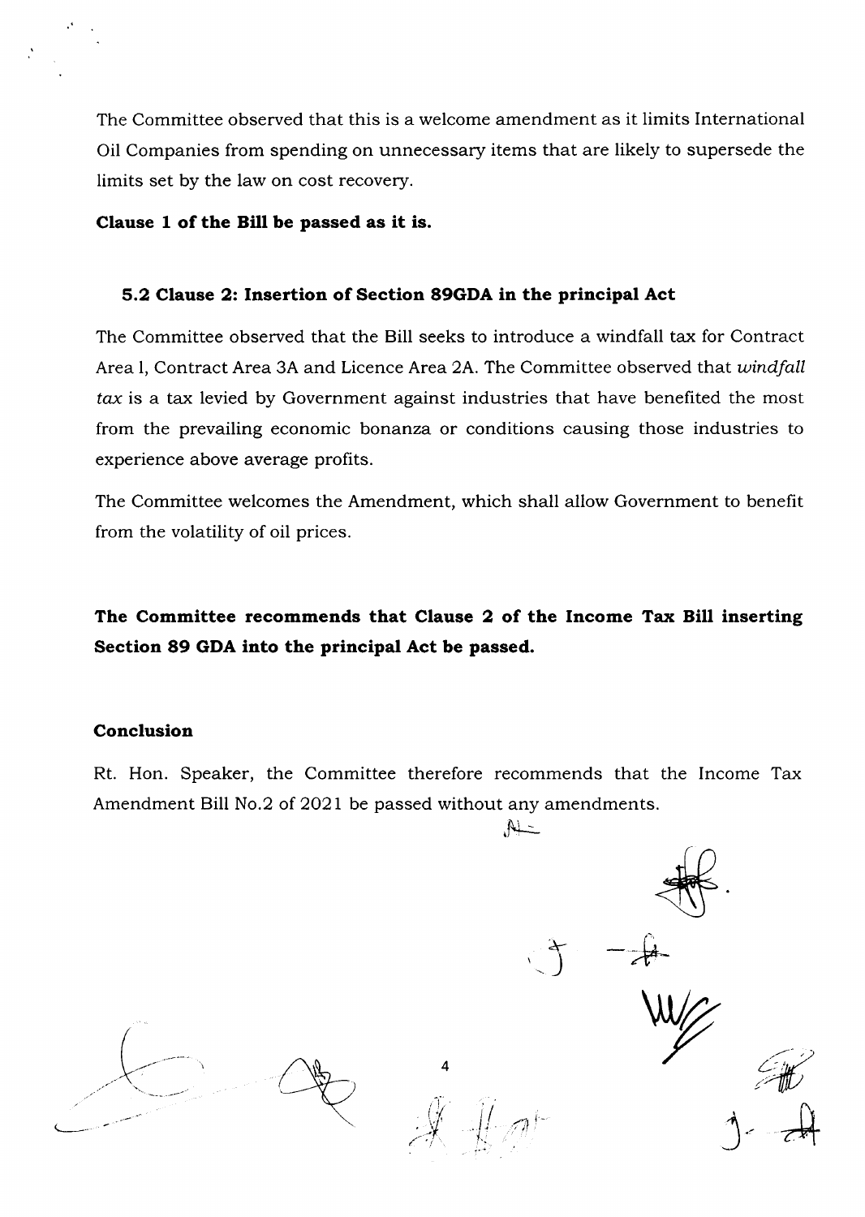The Committee observed that this is a welcome amendment as it limits International Oil Companies from spending on unnecessary items that are likely to supersede the limits set by the law on cost recovery.

**Clause 1 of the Bill be passed as it is.**

### 5.2 Clause 2: Insertion of Section 89GDA in the principal Act

The Committee observed that the Bill seeks to introduce a windfall tax for Contract Area 1, Contract Area 3A and Licence Area 2A. The Committee observed that *windfall tax* is a tax levied by Government against industries that have benefited the most from the prevailing economic bonanza or conditions causing those industries to experience above average profits.

The Committee welcomes the Amendment, which shall allow Government to benefit from the volatility of oil prices.

**The Committee recommends that Clause 2 of the Income Tax Bill inserting Section 89 GDA into the principal Act be passed.**

### Conclusion

Rt. Hon. Speaker, the Committee therefore recommends that the Income Tax Amendment Bill No.2 of 2021 be passed without any amendments.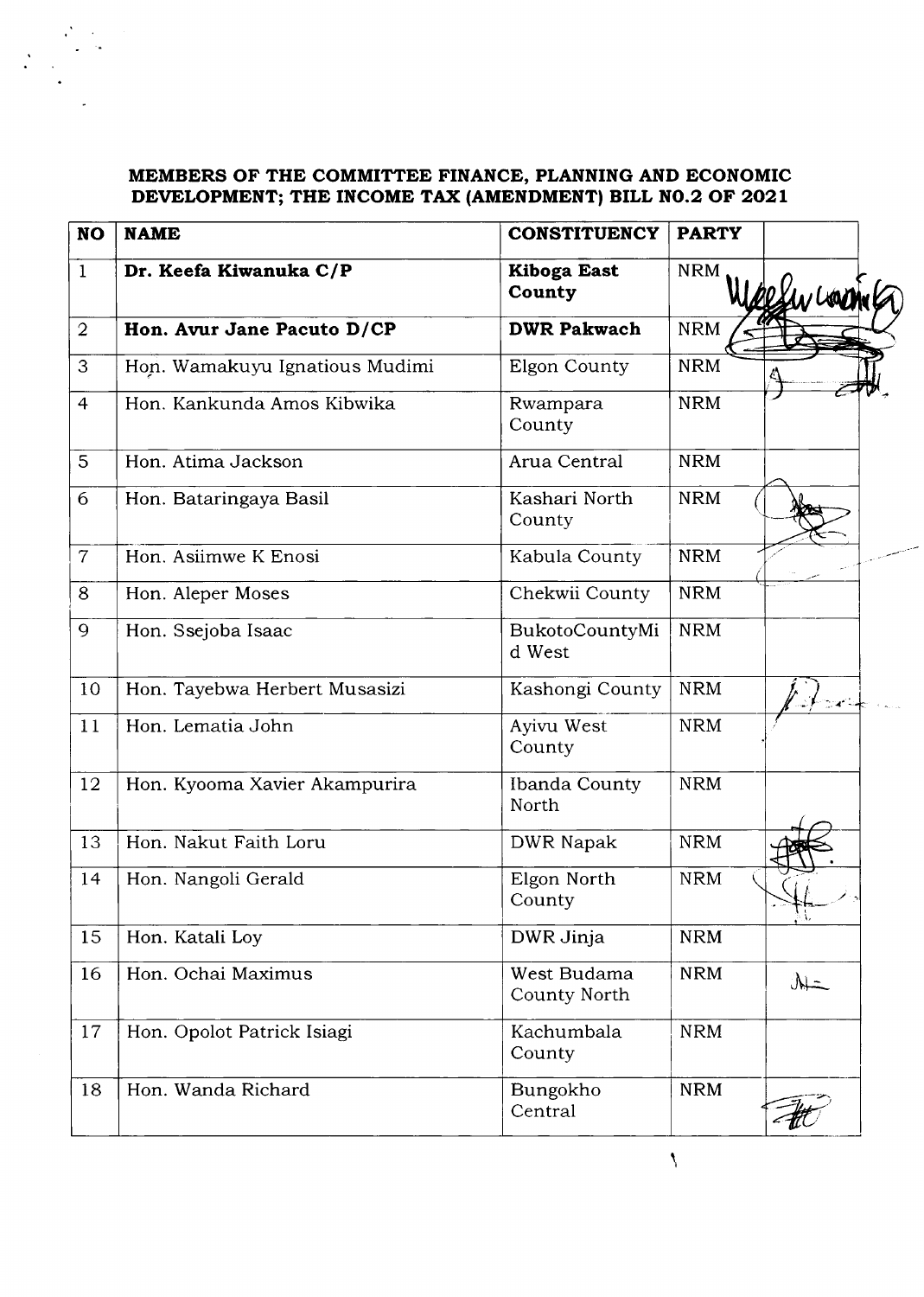**MEMBERS OF THE COMMITTEE FINANCE, PLANNING AND ECONOMIC DEVELOPMENT; THE INCOME TAX (AMENDMENT) BILL NO.2 OF 2021**

| NO | NAME | CONSTITUENCY | PARTY | |
|---|---|---|---|---|
| 1 | **Dr. Keefa Kiwanuka C/P** | **Kiboga East County** | NRM | |
| 2 | **Hon. Avur Jane Pacuto D/CP** | **DWR Pakwach** | NRM | |
| 3 | Hon. Wamakuyu Ignatious Mudimi | Elgon County | NRM | |
| 4 | Hon. Kankunda Amos Kibwika | Rwampara County | NRM | |
| 5 | Hon. Atima Jackson | Arua Central | NRM | |
| 6 | Hon. Bataringaya Basil | Kashari North County | NRM | |
| 7 | Hon. Asiimwe K Enosi | Kabula County | NRM | |
| 8 | Hon. Aleper Moses | Chekwii County | NRM | |
| 9 | Hon. Ssejoba Isaac | BukotoCountyMid West | NRM | |
| 10 | Hon. Tayebwa Herbert Musasizi | Kashongi County | NRM | |
| 11 | Hon. Lematia John | Ayivu West County | NRM | |
| 12 | Hon. Kyooma Xavier Akampurira | Ibanda County North | NRM | |
| 13 | Hon. Nakut Faith Loru | DWR Napak | NRM | |
| 14 | Hon. Nangoli Gerald | Elgon North County | NRM | |
| 15 | Hon. Katali Loy | DWR Jinja | NRM | |
| 16 | Hon. Ochai Maximus | West Budama County North | NRM | |
| 17 | Hon. Opolot Patrick Isiagi | Kachumbala County | NRM | |
| 18 | Hon. Wanda Richard | Bungokho Central | NRM | |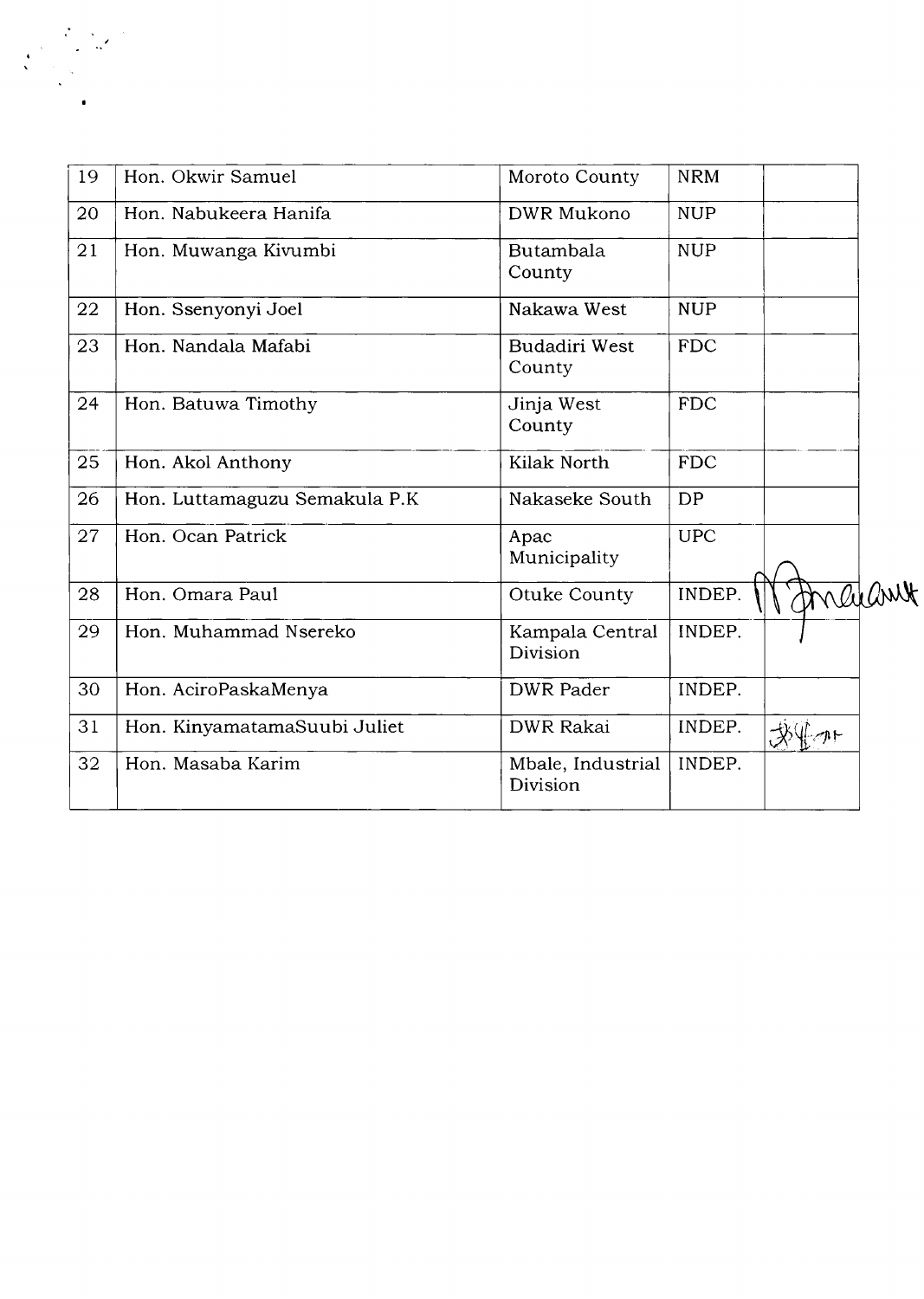| | | | | |
|---|---|---|---|---|
| 19 | Hon. Okwir Samuel | Moroto County | NRM | |
| 20 | Hon. Nabukeera Hanifa | DWR Mukono | NUP | |
| 21 | Hon. Muwanga Kivumbi | Butambala County | NUP | |
| 22 | Hon. Ssenyonyi Joel | Nakawa West | NUP | |
| 23 | Hon. Nandala Mafabi | Budadiri West County | FDC | |
| 24 | Hon. Batuwa Timothy | Jinja West County | FDC | |
| 25 | Hon. Akol Anthony | Kilak North | FDC | |
| 26 | Hon. Luttamaguzu Semakula P.K | Nakaseke South | DP | |
| 27 | Hon. Ocan Patrick | Apac Municipality | UPC | |
| 28 | Hon. Omara Paul | Otuke County | INDEP. | |
| 29 | Hon. Muhammad Nsereko | Kampala Central Division | INDEP. | |
| 30 | Hon. AciroPaskaMenya | DWR Pader | INDEP. | |
| 31 | Hon. KinyamatamaSuubi Juliet | DWR Rakai | INDEP. | |
| 32 | Hon. Masaba Karim | Mbale, Industrial Division | INDEP. | |